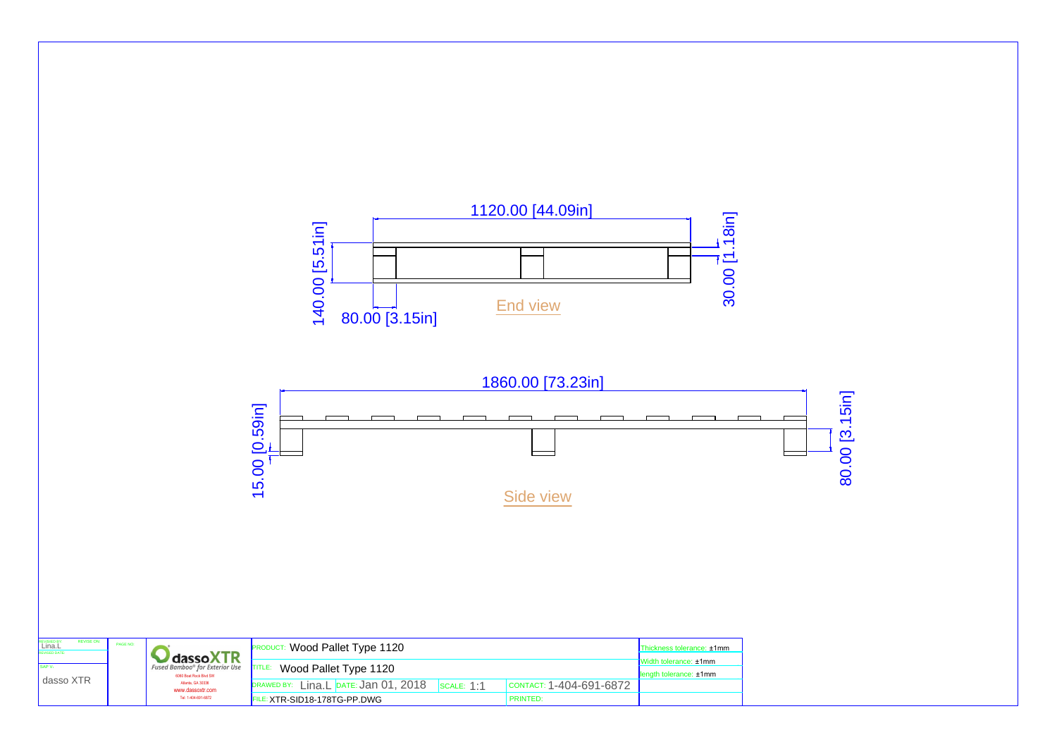1120.00 [44.09in]

140.00 [5.51in]

30.00 [1.18in]

80.00 [3.15in]

End view

1860.00 [73.23in]

15.00 [0.59in]

80.00 [3.15in]

Side view

| REVISED BY: Lina.L | REVISE ON: | PAGE NO: | dassoXTR Fused Bamboo® for Exterior Use | PRODUCT: Wood Pallet Type 1120 | | | | Thickness tolerance: ±1mm |
|---|---|---|---|---|---|---|---|---|
| REVISED DATE: | | | 6060 Boat Rock Blvd SW | TITLE: Wood Pallet Type 1120 | | | | Width tolerance: ±1mm |
| SAP V: | | | Atlanta, GA 30336 | DRAWED BY: Lina.L | DATE: Jan 01, 2018 | SCALE: 1:1 | CONTACT: 1-404-691-6872 | length tolerance: ±1mm |
| dasso XTR | | | www.dassoxtr.com Tel: 1-404-691-6872 | FILE: XTR-SID18-178TG-PP.DWG | | | PRINTED: | |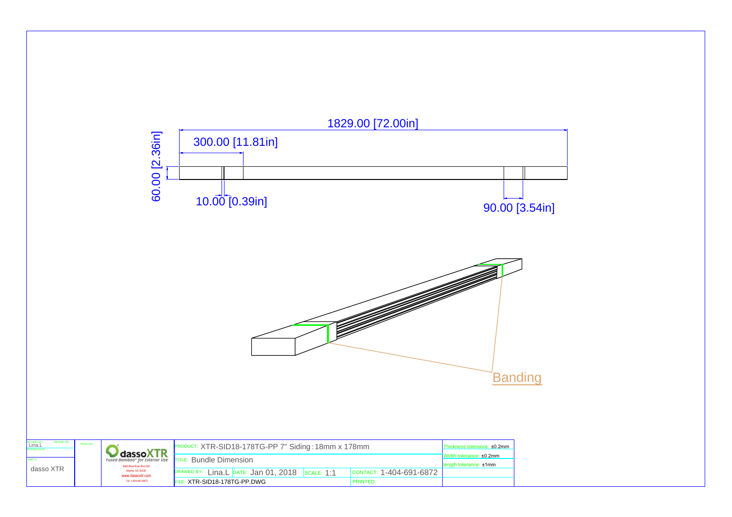1829.00 [72.00in]

300.00 [11.81in]

60.00 [2.36in]

10.00 [0.39in]

90.00 [3.54in]

Banding

| REVISED BY: Lina.L | REVISE ON: | PAGE NO: | dassoXTR Fused Bamboo® for Exterior Use | PRODUCT: XTR-SID18-178TG-PP 7" Siding : 18mm x 178mm | | | | Thickness tolerance: ±0.2mm |
|---|---|---|---|---|---|---|---|---|
| APPROVED BY: | | | 6060 Boat Rock Blvd SW | TITLE: Bundle Dimension | | | | Width tolerance: ±0.2mm |
| SAP V: dasso XTR | | | Atlanta, GA 30336 www.dassoxtr.com | DRAWED BY: Lina.L | DATE: Jan 01, 2018 | SCALE: 1:1 | CONTACT: 1-404-691-6872 | length tolerance: ±1mm |
| | | | Tel: 1-404-691-6872 | FILE: XTR-SID18-178TG-PP.DWG | | | PRINTED: | |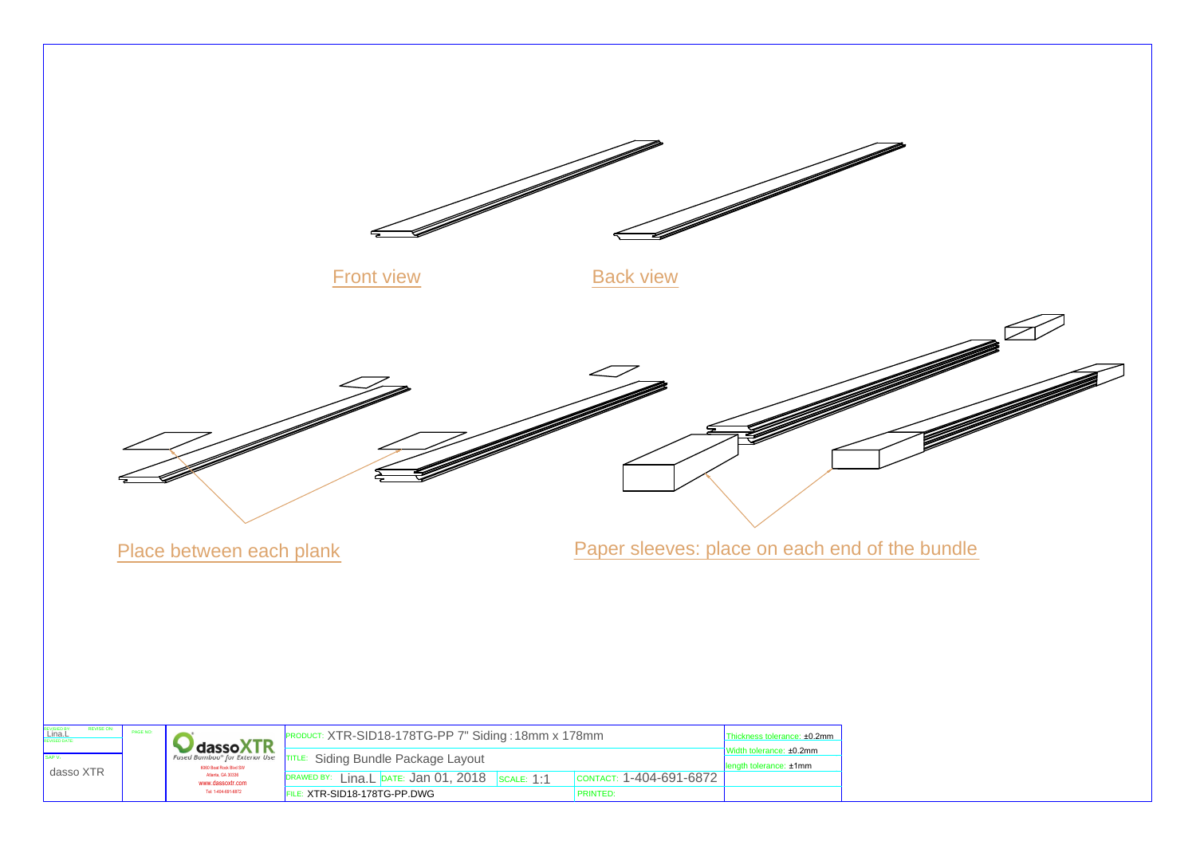Front view

Back view

Place between each plank

Paper sleeves: place on each end of the bundle

| REVIEWED BY: Lina.L | REVISE ON: | PAGE NO: | dassoXTR Fused Bamboo® for Exterior Use 6060 Boat Rock Blvd SW Atlanta, GA 30336 www.dassoxtr.com Tel: 1-404-691-6872 | PRODUCT: XTR-SID18-178TG-PP 7" Siding : 18mm x 178mm | | | | Thickness tolerance: ±0.2mm |
|---|---|---|---|---|---|---|---|---|
| REVISED DATE: | | | | TITLE: Siding Bundle Package Layout | | | | Width tolerance: ±0.2mm |
| SAP #: dasso XTR | | | | DRAWED BY: Lina.L | DATE: Jan 01, 2018 | SCALE: 1:1 | CONTACT: 1-404-691-6872 | length tolerance: ±1mm |
| | | | | FILE: XTR-SID18-178TG-PP.DWG | | | PRINTED: | |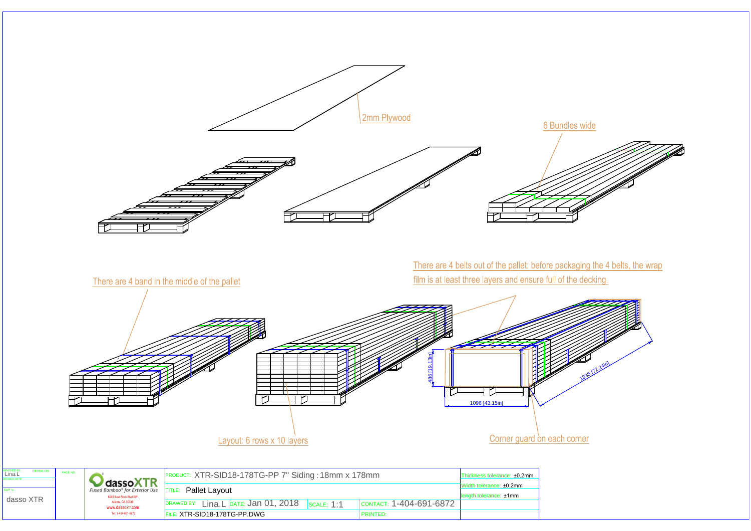2mm Plywood

6 Bundles wide

There are 4 band in the middle of the pallet

There are 4 belts out of the pallet: before packaging the 4 belts, the wrap film is at least three layers and ensure full of the decking.

486 [19.13in]

1096 [43.15in]

1835 [72.24in]

Layout: 6 rows x 10 layers

Corner guard on each corner

| REVISED BY: Lina.L | REVISE ON: | PAGE NO. | dassoXTR Fused Bamboo® for Exterior Use 6060 Boat Rock Blvd SW Atlanta, GA 30336 www.dassoxtr.com Tel:1-404-691-6872 | PRODUCT: XTR-SID18-178TG-PP 7" Siding : 18mm x 178mm | | | Thickness tolerance: ±0.2mm |
|---|---|---|---|---|---|---|---|
| REVISED DATE: | | | | TITLE: Pallet Layout | | | Width tolerance: ±0.2mm |
| SAP V.: dasso XTR | | | | DRAWED BY: Lina.L | DATE: Jan 01, 2018 | SCALE: 1:1 | CONTACT: 1-404-691-6872 | length tolerance: ±1mm |
| | | | | FILE: XTR-SID18-178TG-PP.DWG | | | PRINTED: |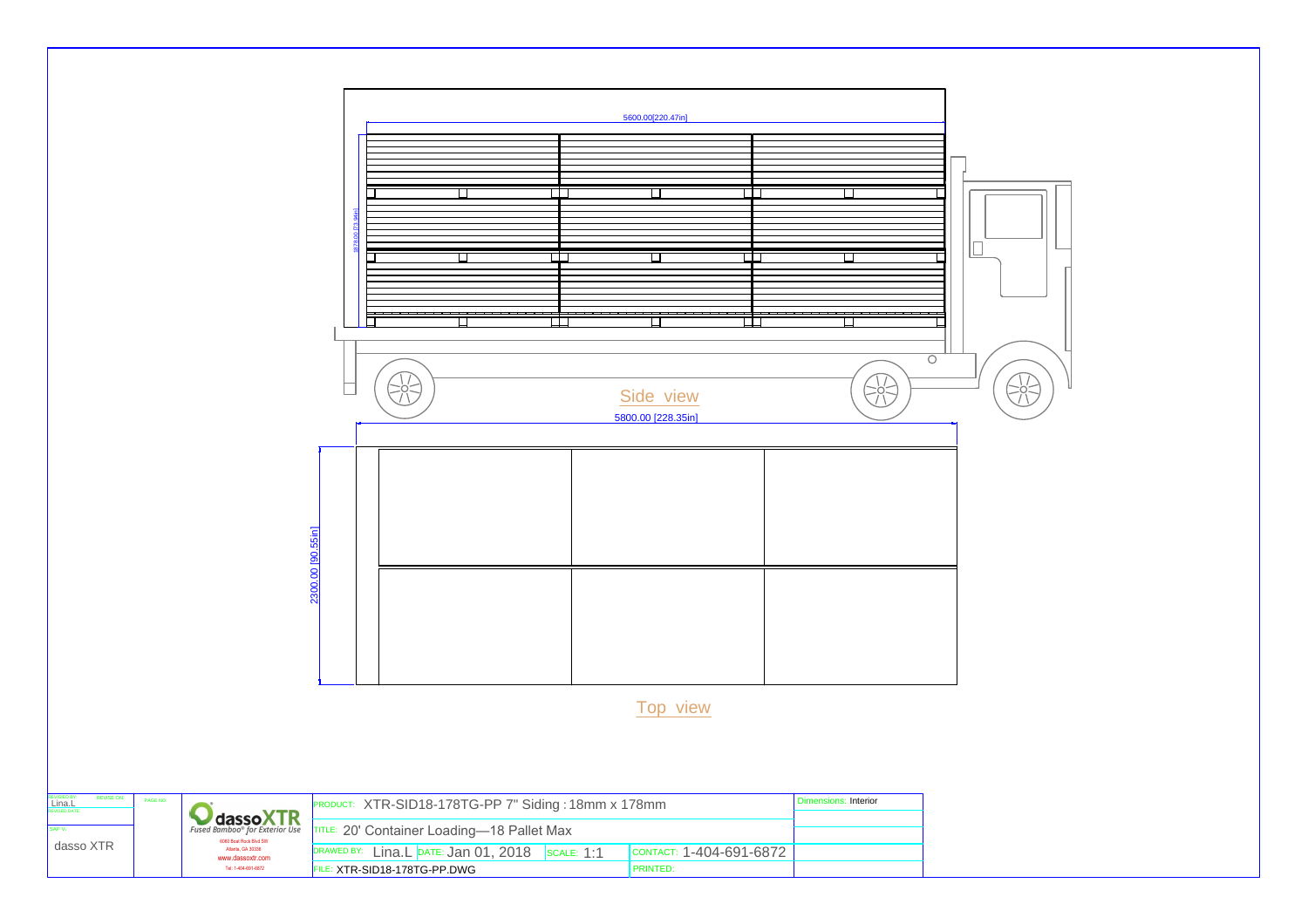5600.00[220.47in]

1878.00 [73.94in]

Side view

5800.00 [228.35in]

2300.00 [90.55in]

Top view

| REVISED BY: Lina.L | REVISE ON: | PAGE NO: | dassoXTR Fused Bamboo® for Exterior Use | PRODUCT: XTR-SID18-178TG-PP 7" Siding : 18mm x 178mm | | | Dimensions: Interior |
|---|---|---|---|---|---|---|---|
| REVISED DATE: | | | 6060 Boat Rock Blvd SW Atlanta, GA 30336 | TITLE: 20' Container Loading—18 Pallet Max | | | |
| SAP V- | | | www.dassoxtr.com | DRAWED BY: Lina.L | DATE: Jan 01, 2018 | SCALE: 1:1 | CONTACT: 1-404-691-6872 |
| dasso XTR | | | Tel: 1-404-691-6872 | FILE: XTR-SID18-178TG-PP.DWG | | | PRINTED: |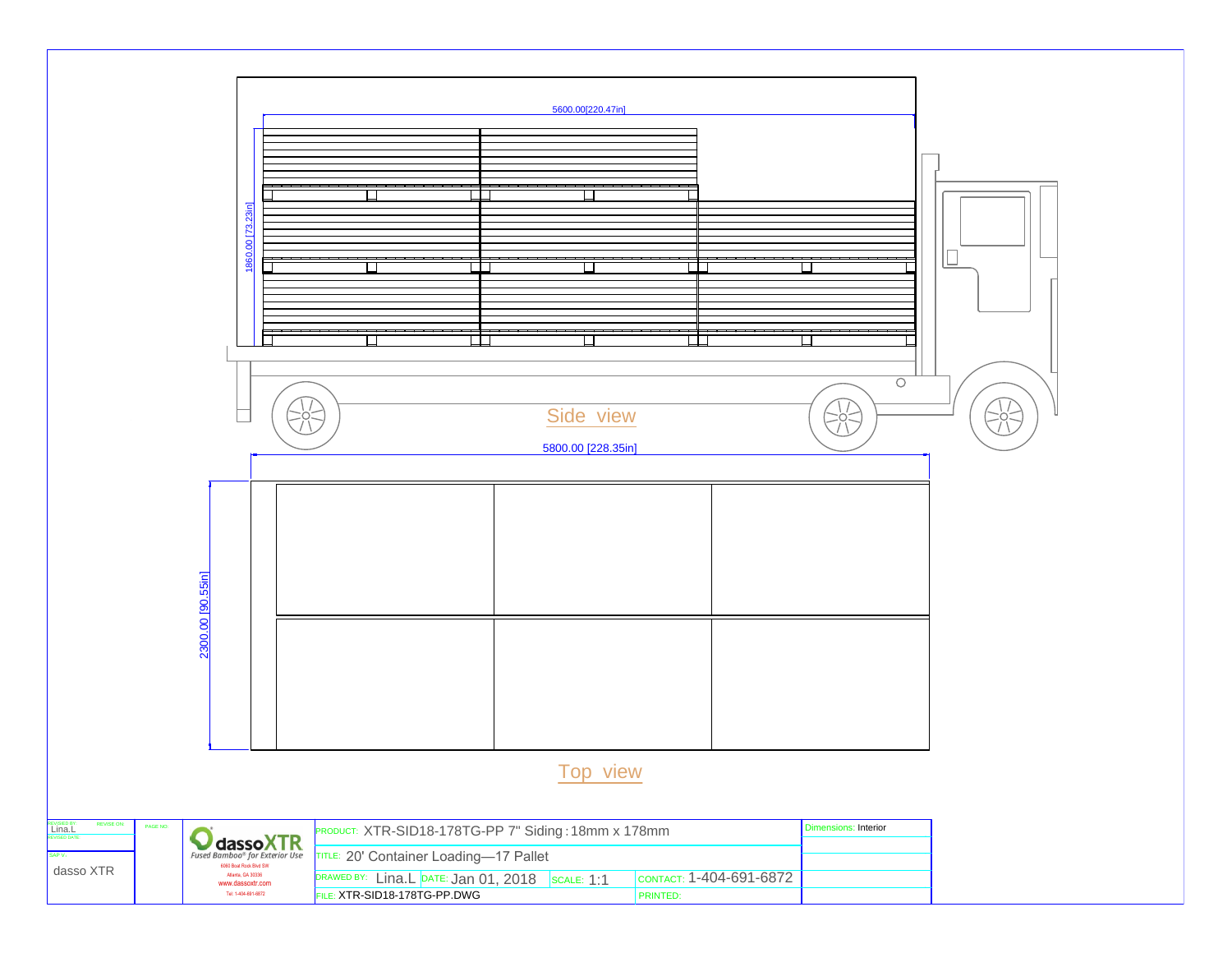5600.00[220.47in]

1860.00 [73.23in]

Side view

5800.00 [228.35in]

2300.00 [90.55in]

Top view

| | | | | | | |
|---|---|---|---|---|---|---|
| REVISED BY: Lina.L | REVISE ON: | PAGE NO: | dassoXTR Fused Bamboo® for Exterior Use 6060 Boat Rock Blvd SW Atlanta, GA 30336 www.dassoxtr.com Tel: 1-404-691-6872 | PRODUCT: XTR-SID18-178TG-PP 7" Siding : 18mm x 178mm | | Dimensions: Interior |
| REVISED DATE: | | | | TITLE: 20' Container Loading—17 Pallet | | |
| SAP V.: dasso XTR | | | | DRAWED BY: Lina.L DATE: Jan 01, 2018 SCALE: 1:1 | CONTACT: 1-404-691-6872 | |
| | | | | FILE: XTR-SID18-178TG-PP.DWG | PRINTED: | |